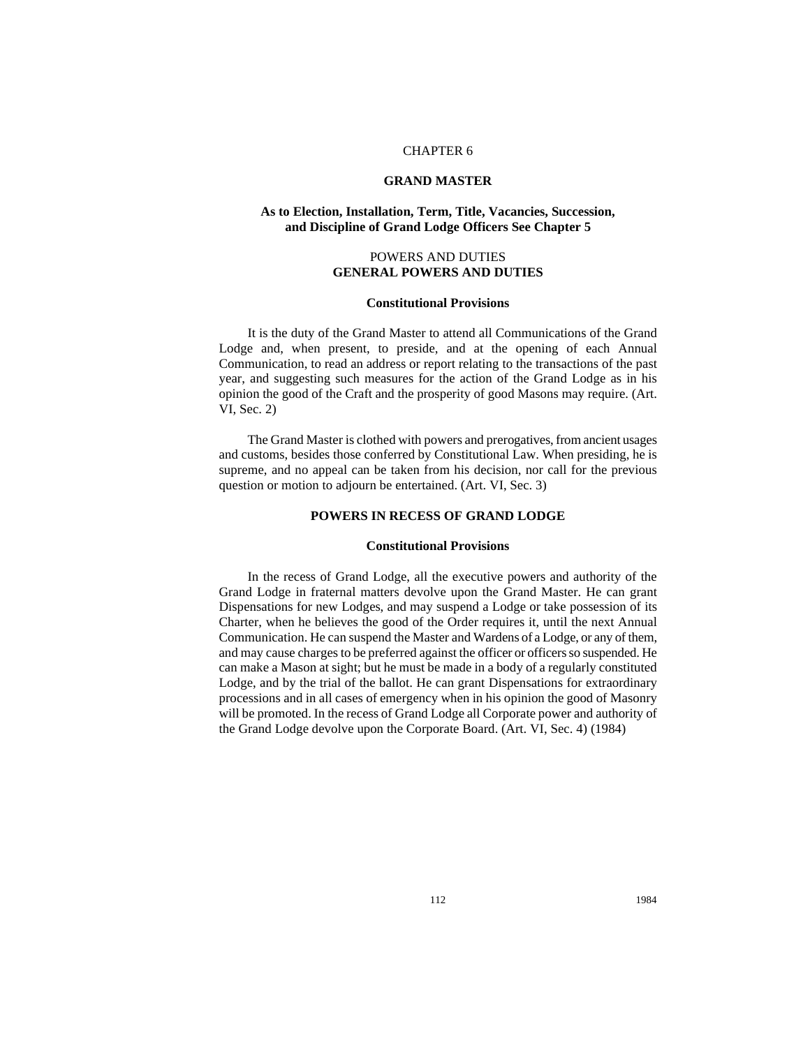# CHAPTER 6

# GRAND MASTER

**As to Election, Installation, Term, Title, Vacancies, Succession, and Discipline of Grand Lodge Officers See Chapter 5**

## POWERS AND DUTIES
## GENERAL POWERS AND DUTIES

### Constitutional Provisions

It is the duty of the Grand Master to attend all Communications of the Grand Lodge and, when present, to preside, and at the opening of each Annual Communication, to read an address or report relating to the transactions of the past year, and suggesting such measures for the action of the Grand Lodge as in his opinion the good of the Craft and the prosperity of good Masons may require. (Art. VI, Sec. 2)

The Grand Master is clothed with powers and prerogatives, from ancient usages and customs, besides those conferred by Constitutional Law. When presiding, he is supreme, and no appeal can be taken from his decision, nor call for the previous question or motion to adjourn be entertained. (Art. VI, Sec. 3)

## POWERS IN RECESS OF GRAND LODGE

### Constitutional Provisions

In the recess of Grand Lodge, all the executive powers and authority of the Grand Lodge in fraternal matters devolve upon the Grand Master. He can grant Dispensations for new Lodges, and may suspend a Lodge or take possession of its Charter, when he believes the good of the Order requires it, until the next Annual Communication. He can suspend the Master and Wardens of a Lodge, or any of them, and may cause charges to be preferred against the officer or officers so suspended. He can make a Mason at sight; but he must be made in a body of a regularly constituted Lodge, and by the trial of the ballot. He can grant Dispensations for extraordinary processions and in all cases of emergency when in his opinion the good of Masonry will be promoted. In the recess of Grand Lodge all Corporate power and authority of the Grand Lodge devolve upon the Corporate Board. (Art. VI, Sec. 4) (1984)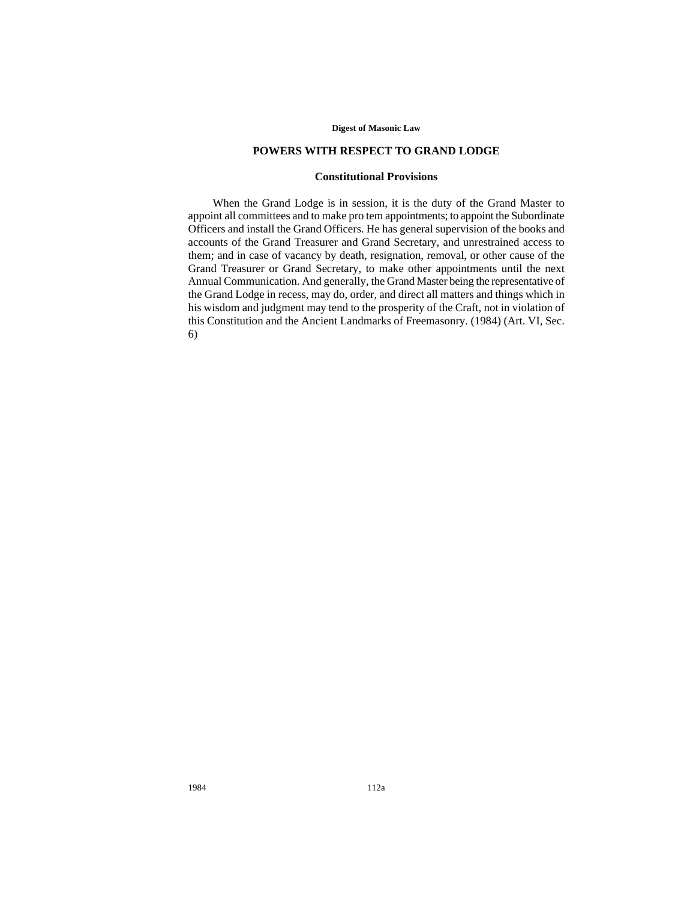## POWERS WITH RESPECT TO GRAND LODGE

### Constitutional Provisions

When the Grand Lodge is in session, it is the duty of the Grand Master to appoint all committees and to make pro tem appointments; to appoint the Subordinate Officers and install the Grand Officers. He has general supervision of the books and accounts of the Grand Treasurer and Grand Secretary, and unrestrained access to them; and in case of vacancy by death, resignation, removal, or other cause of the Grand Treasurer or Grand Secretary, to make other appointments until the next Annual Communication. And generally, the Grand Master being the representative of the Grand Lodge in recess, may do, order, and direct all matters and things which in his wisdom and judgment may tend to the prosperity of the Craft, not in violation of this Constitution and the Ancient Landmarks of Freemasonry. (1984) (Art. VI, Sec. 6)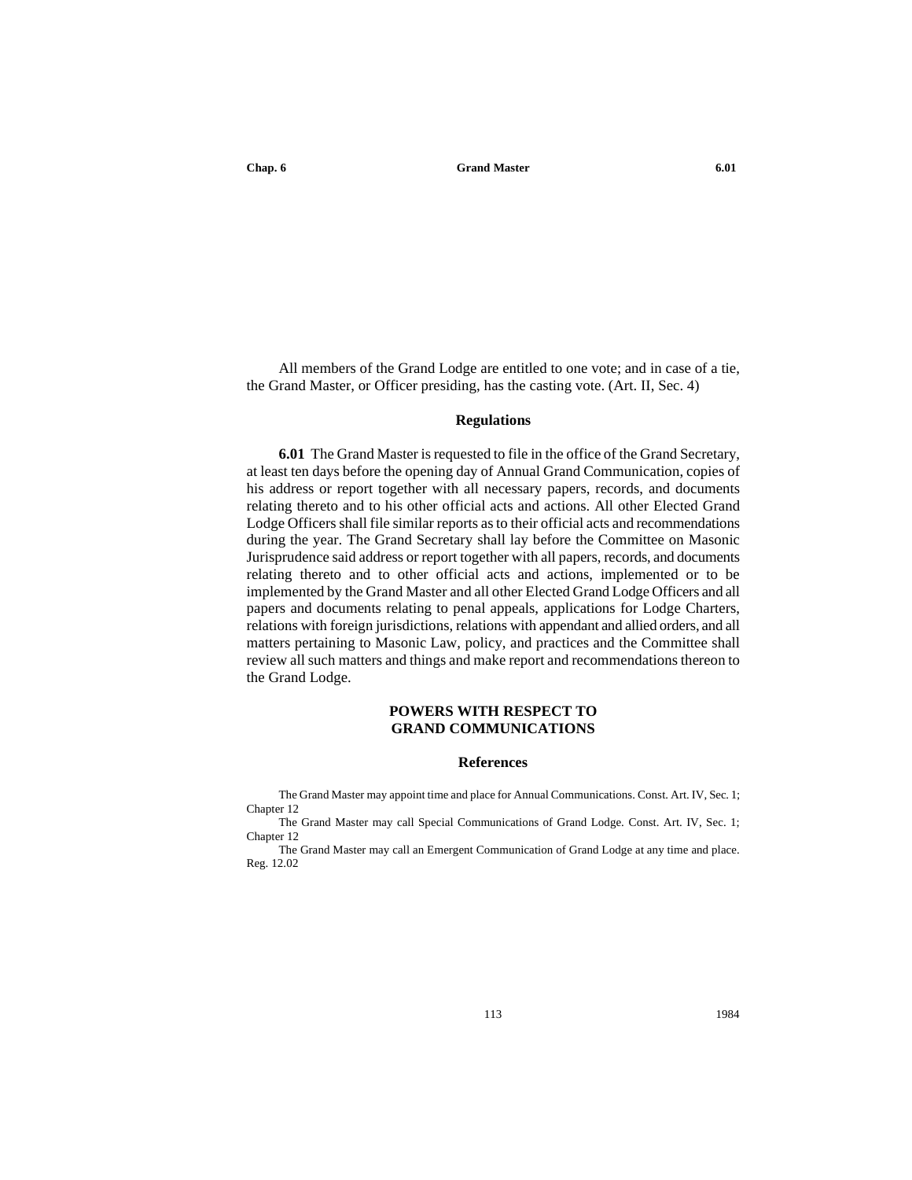All members of the Grand Lodge are entitled to one vote; and in case of a tie, the Grand Master, or Officer presiding, has the casting vote. (Art. II, Sec. 4)

### Regulations

**6.01** The Grand Master is requested to file in the office of the Grand Secretary, at least ten days before the opening day of Annual Grand Communication, copies of his address or report together with all necessary papers, records, and documents relating thereto and to his other official acts and actions. All other Elected Grand Lodge Officers shall file similar reports as to their official acts and recommendations during the year. The Grand Secretary shall lay before the Committee on Masonic Jurisprudence said address or report together with all papers, records, and documents relating thereto and to other official acts and actions, implemented or to be implemented by the Grand Master and all other Elected Grand Lodge Officers and all papers and documents relating to penal appeals, applications for Lodge Charters, relations with foreign jurisdictions, relations with appendant and allied orders, and all matters pertaining to Masonic Law, policy, and practices and the Committee shall review all such matters and things and make report and recommendations thereon to the Grand Lodge.

## POWERS WITH RESPECT TO GRAND COMMUNICATIONS

### References

The Grand Master may appoint time and place for Annual Communications. Const. Art. IV, Sec. 1; Chapter 12

The Grand Master may call Special Communications of Grand Lodge. Const. Art. IV, Sec. 1; Chapter 12

The Grand Master may call an Emergent Communication of Grand Lodge at any time and place. Reg. 12.02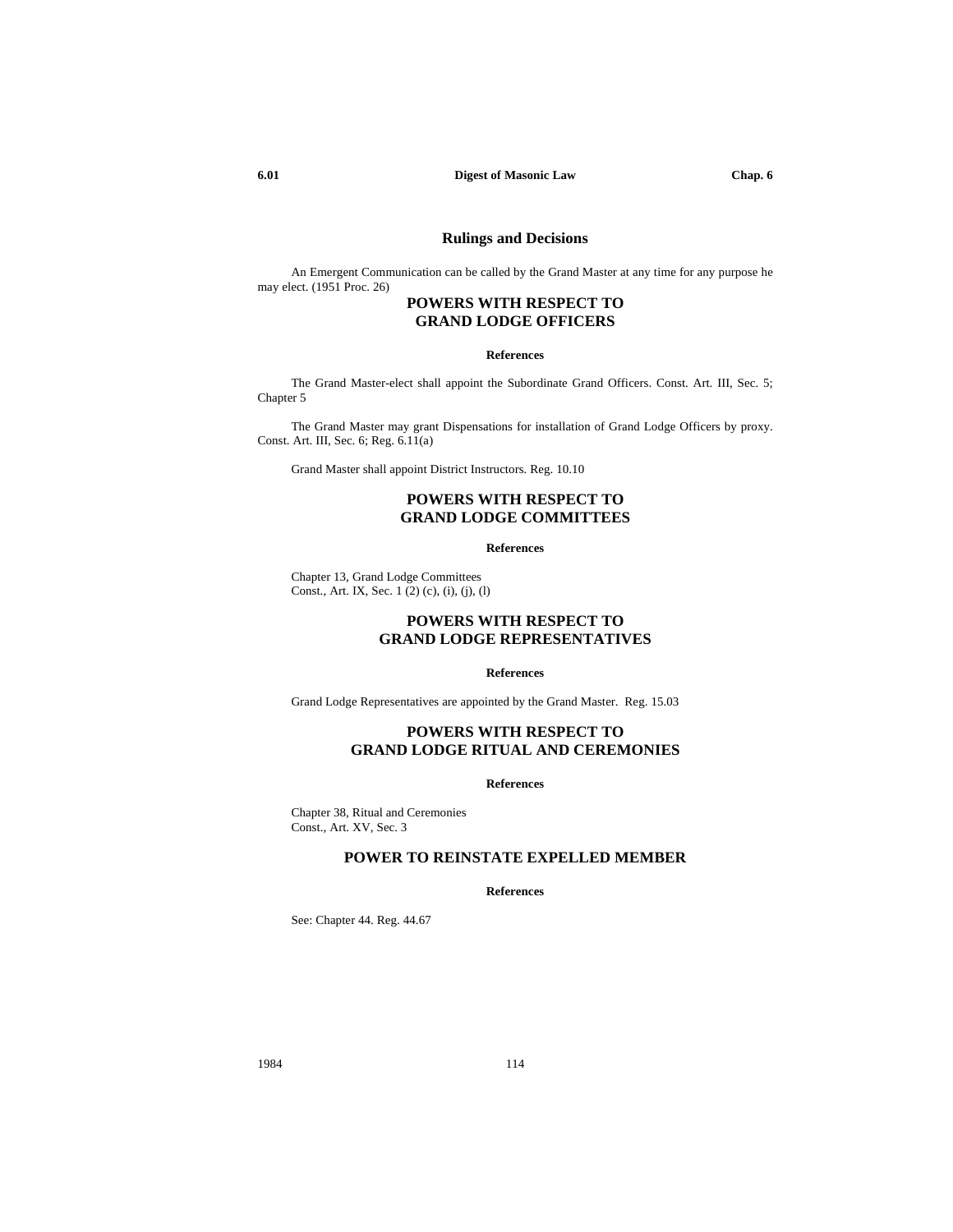### Rulings and Decisions

An Emergent Communication can be called by the Grand Master at any time for any purpose he may elect. (1951 Proc. 26)

## POWERS WITH RESPECT TO GRAND LODGE OFFICERS

#### References

The Grand Master-elect shall appoint the Subordinate Grand Officers. Const. Art. III, Sec. 5; Chapter 5

The Grand Master may grant Dispensations for installation of Grand Lodge Officers by proxy. Const. Art. III, Sec. 6; Reg. 6.11(a)

Grand Master shall appoint District Instructors. Reg. 10.10

## POWERS WITH RESPECT TO GRAND LODGE COMMITTEES

#### References

Chapter 13, Grand Lodge Committees
Const., Art. IX, Sec. 1 (2) (c), (i), (j), (l)

## POWERS WITH RESPECT TO GRAND LODGE REPRESENTATIVES

#### References

Grand Lodge Representatives are appointed by the Grand Master. Reg. 15.03

## POWERS WITH RESPECT TO GRAND LODGE RITUAL AND CEREMONIES

#### References

Chapter 38, Ritual and Ceremonies
Const., Art. XV, Sec. 3

## POWER TO REINSTATE EXPELLED MEMBER

#### References

See: Chapter 44. Reg. 44.67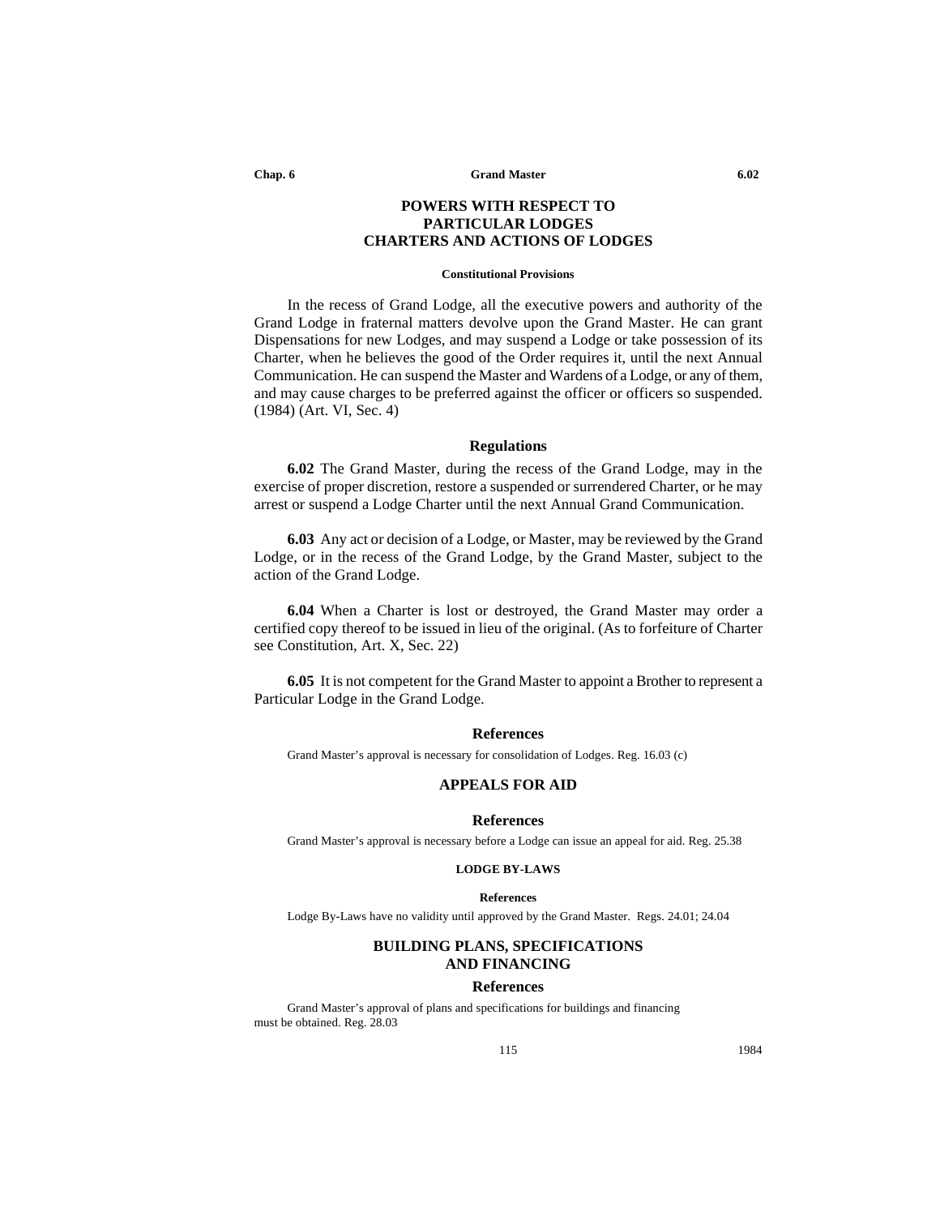## POWERS WITH RESPECT TO PARTICULAR LODGES CHARTERS AND ACTIONS OF LODGES

#### Constitutional Provisions

In the recess of Grand Lodge, all the executive powers and authority of the Grand Lodge in fraternal matters devolve upon the Grand Master. He can grant Dispensations for new Lodges, and may suspend a Lodge or take possession of its Charter, when he believes the good of the Order requires it, until the next Annual Communication. He can suspend the Master and Wardens of a Lodge, or any of them, and may cause charges to be preferred against the officer or officers so suspended. (1984) (Art. VI, Sec. 4)

### Regulations

**6.02** The Grand Master, during the recess of the Grand Lodge, may in the exercise of proper discretion, restore a suspended or surrendered Charter, or he may arrest or suspend a Lodge Charter until the next Annual Grand Communication.

**6.03** Any act or decision of a Lodge, or Master, may be reviewed by the Grand Lodge, or in the recess of the Grand Lodge, by the Grand Master, subject to the action of the Grand Lodge.

**6.04** When a Charter is lost or destroyed, the Grand Master may order a certified copy thereof to be issued in lieu of the original. (As to forfeiture of Charter see Constitution, Art. X, Sec. 22)

**6.05** It is not competent for the Grand Master to appoint a Brother to represent a Particular Lodge in the Grand Lodge.

### References

Grand Master's approval is necessary for consolidation of Lodges. Reg. 16.03 (c)

## APPEALS FOR AID

### References

Grand Master's approval is necessary before a Lodge can issue an appeal for aid. Reg. 25.38

## LODGE BY-LAWS

#### References

Lodge By-Laws have no validity until approved by the Grand Master. Regs. 24.01; 24.04

## BUILDING PLANS, SPECIFICATIONS AND FINANCING

### References

Grand Master's approval of plans and specifications for buildings and financing must be obtained. Reg. 28.03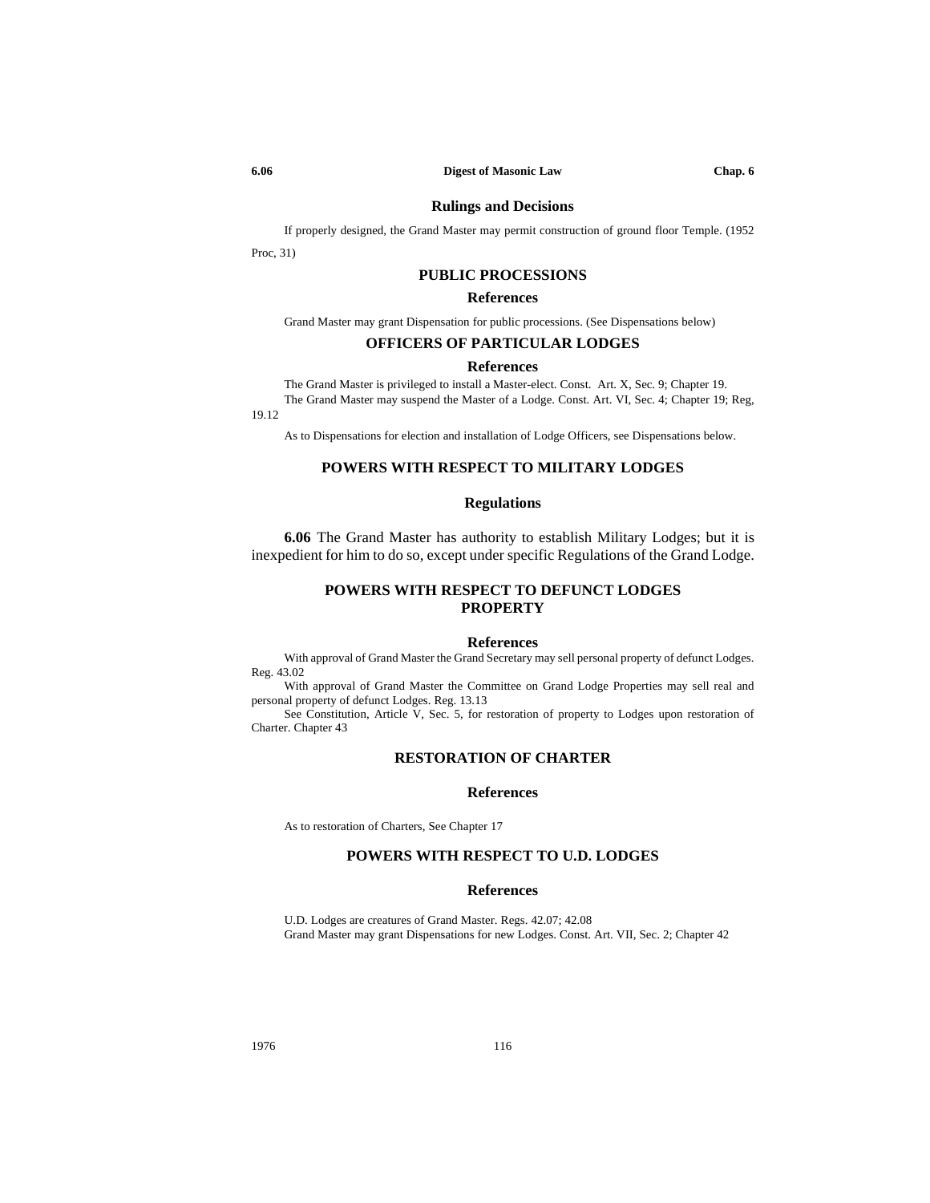### Rulings and Decisions

If properly designed, the Grand Master may permit construction of ground floor Temple. (1952 Proc, 31)

## PUBLIC PROCESSIONS

### References

Grand Master may grant Dispensation for public processions. (See Dispensations below)

## OFFICERS OF PARTICULAR LODGES

### References

The Grand Master is privileged to install a Master-elect. Const. Art. X, Sec. 9; Chapter 19.

The Grand Master may suspend the Master of a Lodge. Const. Art. VI, Sec. 4; Chapter 19; Reg, 19.12

As to Dispensations for election and installation of Lodge Officers, see Dispensations below.

## POWERS WITH RESPECT TO MILITARY LODGES

### Regulations

**6.06** The Grand Master has authority to establish Military Lodges; but it is inexpedient for him to do so, except under specific Regulations of the Grand Lodge.

## POWERS WITH RESPECT TO DEFUNCT LODGES PROPERTY

### References

With approval of Grand Master the Grand Secretary may sell personal property of defunct Lodges. Reg. 43.02

With approval of Grand Master the Committee on Grand Lodge Properties may sell real and personal property of defunct Lodges. Reg. 13.13

See Constitution, Article V, Sec. 5, for restoration of property to Lodges upon restoration of Charter. Chapter 43

## RESTORATION OF CHARTER

### References

As to restoration of Charters, See Chapter 17

## POWERS WITH RESPECT TO U.D. LODGES

### References

U.D. Lodges are creatures of Grand Master. Regs. 42.07; 42.08

Grand Master may grant Dispensations for new Lodges. Const. Art. VII, Sec. 2; Chapter 42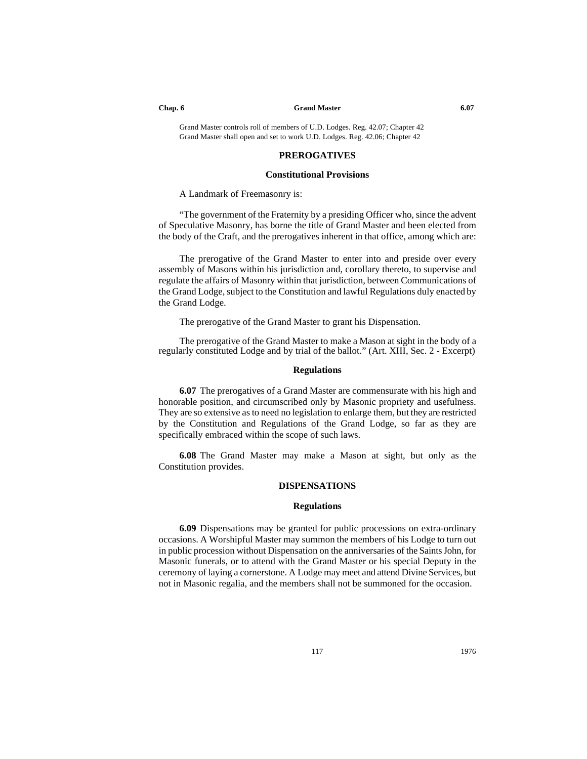Grand Master controls roll of members of U.D. Lodges. Reg. 42.07; Chapter 42
Grand Master shall open and set to work U.D. Lodges. Reg. 42.06; Chapter 42

## PREROGATIVES

### Constitutional Provisions

A Landmark of Freemasonry is:

"The government of the Fraternity by a presiding Officer who, since the advent of Speculative Masonry, has borne the title of Grand Master and been elected from the body of the Craft, and the prerogatives inherent in that office, among which are:

The prerogative of the Grand Master to enter into and preside over every assembly of Masons within his jurisdiction and, corollary thereto, to supervise and regulate the affairs of Masonry within that jurisdiction, between Communications of the Grand Lodge, subject to the Constitution and lawful Regulations duly enacted by the Grand Lodge.

The prerogative of the Grand Master to grant his Dispensation.

The prerogative of the Grand Master to make a Mason at sight in the body of a regularly constituted Lodge and by trial of the ballot." (Art. XIII, Sec. 2 - Excerpt)

### Regulations

**6.07** The prerogatives of a Grand Master are commensurate with his high and honorable position, and circumscribed only by Masonic propriety and usefulness. They are so extensive as to need no legislation to enlarge them, but they are restricted by the Constitution and Regulations of the Grand Lodge, so far as they are specifically embraced within the scope of such laws.

**6.08** The Grand Master may make a Mason at sight, but only as the Constitution provides.

## DISPENSATIONS

### Regulations

**6.09** Dispensations may be granted for public processions on extra-ordinary occasions. A Worshipful Master may summon the members of his Lodge to turn out in public procession without Dispensation on the anniversaries of the Saints John, for Masonic funerals, or to attend with the Grand Master or his special Deputy in the ceremony of laying a cornerstone. A Lodge may meet and attend Divine Services, but not in Masonic regalia, and the members shall not be summoned for the occasion.

1976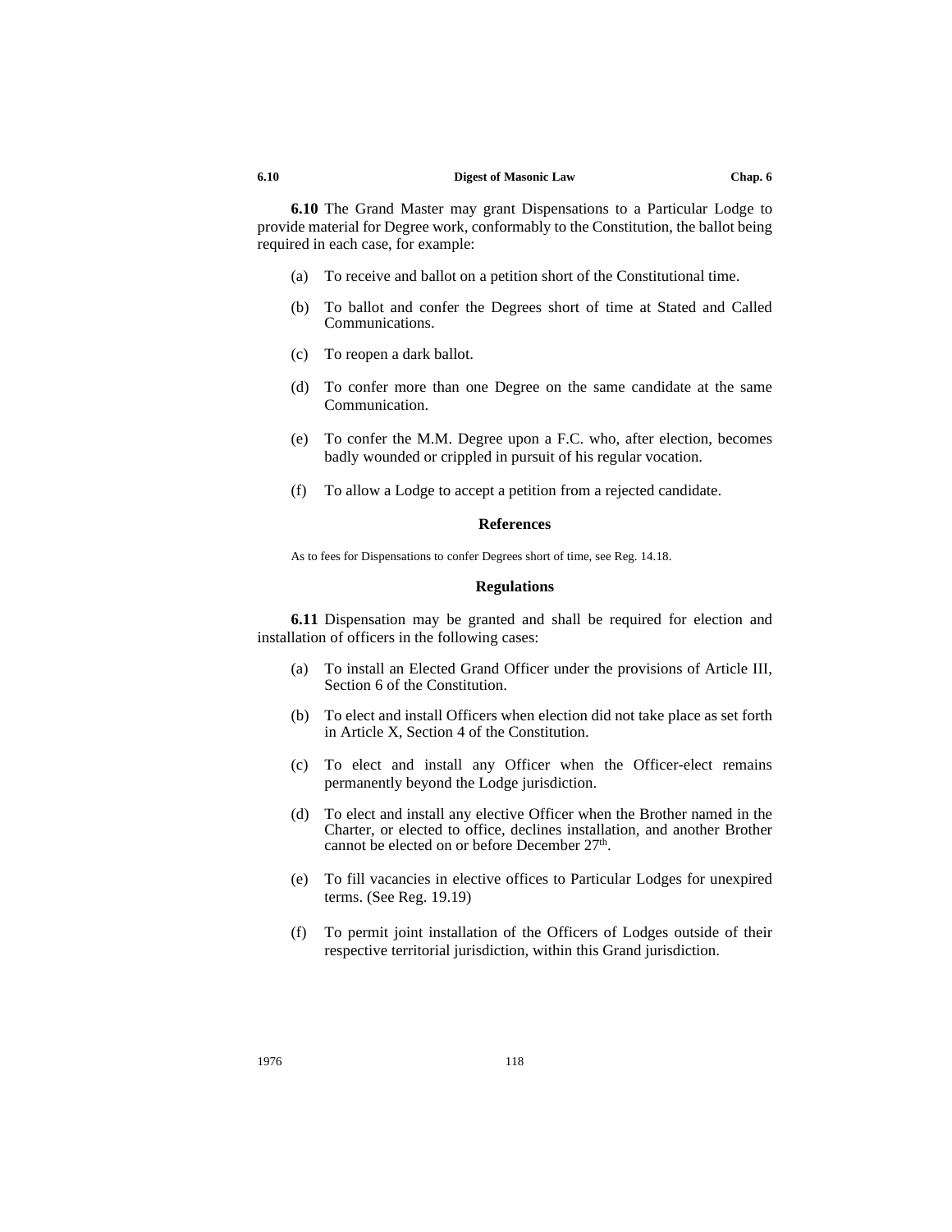**6.10** The Grand Master may grant Dispensations to a Particular Lodge to provide material for Degree work, conformably to the Constitution, the ballot being required in each case, for example:

(a) To receive and ballot on a petition short of the Constitutional time.

(b) To ballot and confer the Degrees short of time at Stated and Called Communications.

(c) To reopen a dark ballot.

(d) To confer more than one Degree on the same candidate at the same Communication.

(e) To confer the M.M. Degree upon a F.C. who, after election, becomes badly wounded or crippled in pursuit of his regular vocation.

(f) To allow a Lodge to accept a petition from a rejected candidate.

### References

As to fees for Dispensations to confer Degrees short of time, see Reg. 14.18.

### Regulations

**6.11** Dispensation may be granted and shall be required for election and installation of officers in the following cases:

(a) To install an Elected Grand Officer under the provisions of Article III, Section 6 of the Constitution.

(b) To elect and install Officers when election did not take place as set forth in Article X, Section 4 of the Constitution.

(c) To elect and install any Officer when the Officer-elect remains permanently beyond the Lodge jurisdiction.

(d) To elect and install any elective Officer when the Brother named in the Charter, or elected to office, declines installation, and another Brother cannot be elected on or before December 27th.

(e) To fill vacancies in elective offices to Particular Lodges for unexpired terms. (See Reg. 19.19)

(f) To permit joint installation of the Officers of Lodges outside of their respective territorial jurisdiction, within this Grand jurisdiction.

1976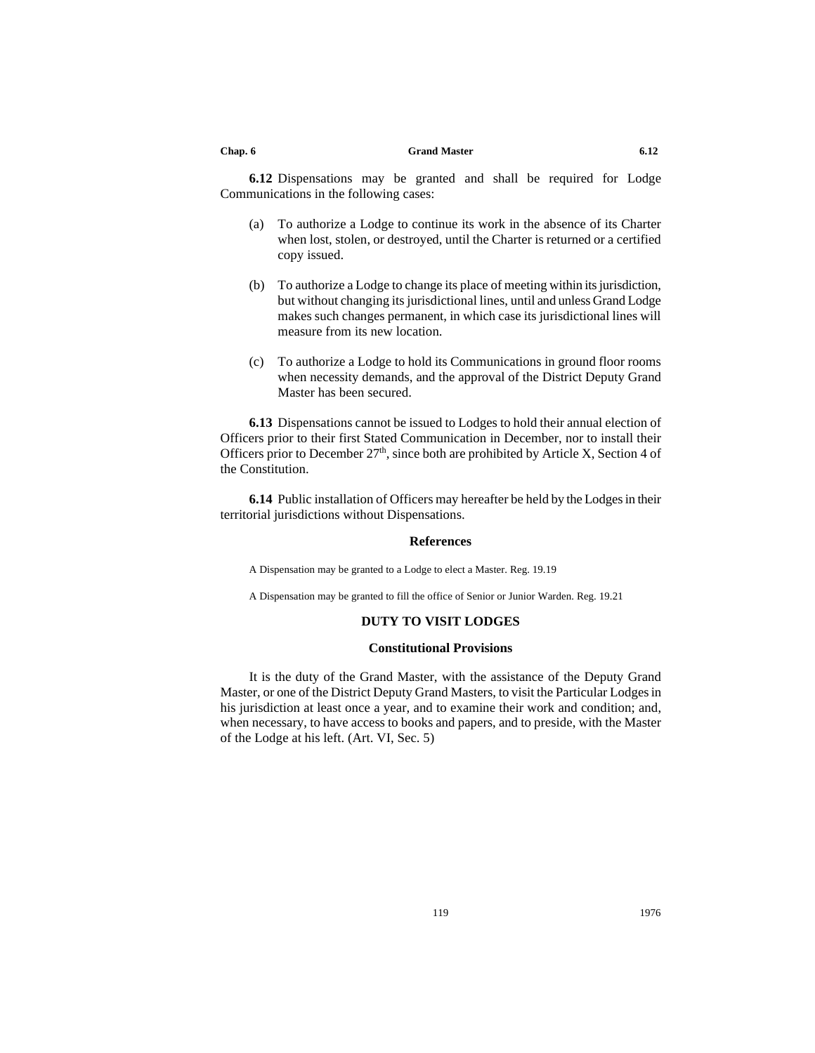**6.12** Dispensations may be granted and shall be required for Lodge Communications in the following cases:

(a) To authorize a Lodge to continue its work in the absence of its Charter when lost, stolen, or destroyed, until the Charter is returned or a certified copy issued.

(b) To authorize a Lodge to change its place of meeting within its jurisdiction, but without changing its jurisdictional lines, until and unless Grand Lodge makes such changes permanent, in which case its jurisdictional lines will measure from its new location.

(c) To authorize a Lodge to hold its Communications in ground floor rooms when necessity demands, and the approval of the District Deputy Grand Master has been secured.

**6.13** Dispensations cannot be issued to Lodges to hold their annual election of Officers prior to their first Stated Communication in December, nor to install their Officers prior to December 27th, since both are prohibited by Article X, Section 4 of the Constitution.

**6.14** Public installation of Officers may hereafter be held by the Lodges in their territorial jurisdictions without Dispensations.

### References

A Dispensation may be granted to a Lodge to elect a Master. Reg. 19.19

A Dispensation may be granted to fill the office of Senior or Junior Warden. Reg. 19.21

## DUTY TO VISIT LODGES

### Constitutional Provisions

It is the duty of the Grand Master, with the assistance of the Deputy Grand Master, or one of the District Deputy Grand Masters, to visit the Particular Lodges in his jurisdiction at least once a year, and to examine their work and condition; and, when necessary, to have access to books and papers, and to preside, with the Master of the Lodge at his left. (Art. VI, Sec. 5)